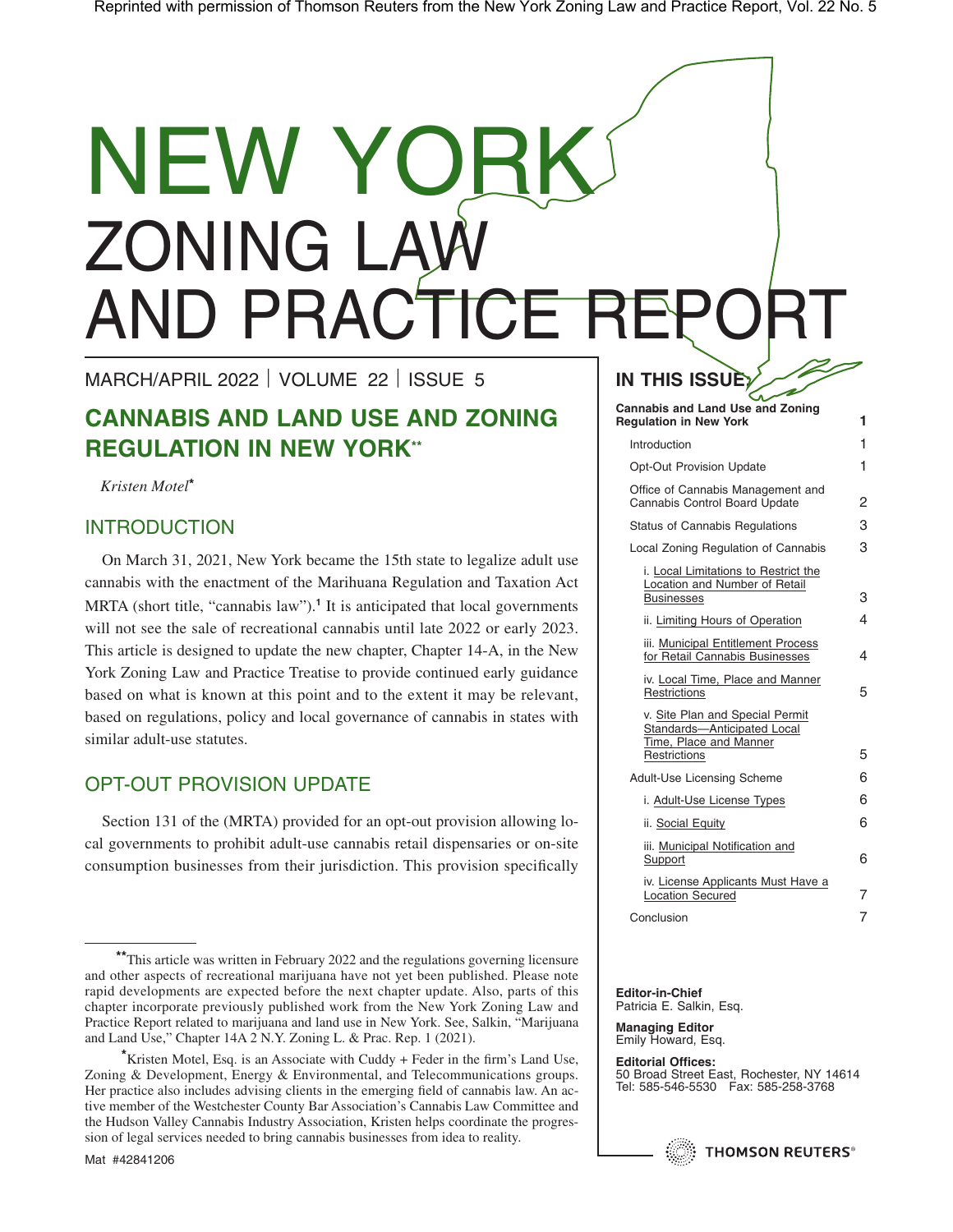Reprinted with permission of Thomson Reuters from the New York Zoning Law and Practice Report, Vol. 22 No. 5

# NEW YORK ZONING LAW AND PRACTICE REPORT

MARCH/APRIL 2022 | VOLUME 22 | ISSUE 5

## CANNABIS AND LAND USE AND ZONING REGULATION IN NEW YORK**

*Kristen Motel**

### INTRODUCTION

On March 31, 2021, New York became the 15th state to legalize adult use cannabis with the enactment of the Marihuana Regulation and Taxation Act MRTA (short title, "cannabis law").[1] It is anticipated that local governments will not see the sale of recreational cannabis until late 2022 or early 2023. This article is designed to update the new chapter, Chapter 14-A, in the New York Zoning Law and Practice Treatise to provide continued early guidance based on what is known at this point and to the extent it may be relevant, based on regulations, policy and local governance of cannabis in states with similar adult-use statutes.

### OPT-OUT PROVISION UPDATE

Section 131 of the (MRTA) provided for an opt-out provision allowing local governments to prohibit adult-use cannabis retail dispensaries or on-site consumption businesses from their jurisdiction. This provision specifically

**This article was written in February 2022 and the regulations governing licensure and other aspects of recreational marijuana have not yet been published. Please note rapid developments are expected before the next chapter update. Also, parts of this chapter incorporate previously published work from the New York Zoning Law and Practice Report related to marijuana and land use in New York. See, Salkin, "Marijuana and Land Use," Chapter 14A 2 N.Y. Zoning L. & Prac. Rep. 1 (2021).

*Kristen Motel, Esq. is an Associate with Cuddy + Feder in the firm's Land Use, Zoning & Development, Energy & Environmental, and Telecommunications groups. Her practice also includes advising clients in the emerging field of cannabis law. An active member of the Westchester County Bar Association's Cannabis Law Committee and the Hudson Valley Cannabis Industry Association, Kristen helps coordinate the progression of legal services needed to bring cannabis businesses from idea to reality.

Mat #42841206

**IN THIS ISSUE:**

| | |
|---|---|
| **Cannabis and Land Use and Zoning Regulation in New York** | **1** |
| Introduction | 1 |
| Opt-Out Provision Update | 1 |
| Office of Cannabis Management and Cannabis Control Board Update | 2 |
| Status of Cannabis Regulations | 3 |
| Local Zoning Regulation of Cannabis | 3 |
| i. Local Limitations to Restrict the Location and Number of Retail Businesses | 3 |
| ii. Limiting Hours of Operation | 4 |
| iii. Municipal Entitlement Process for Retail Cannabis Businesses | 4 |
| iv. Local Time, Place and Manner Restrictions | 5 |
| v. Site Plan and Special Permit Standards—Anticipated Local Time, Place and Manner Restrictions | 5 |
| Adult-Use Licensing Scheme | 6 |
| i. Adult-Use License Types | 6 |
| ii. Social Equity | 6 |
| iii. Municipal Notification and Support | 6 |
| iv. License Applicants Must Have a Location Secured | 7 |
| Conclusion | 7 |

**Editor-in-Chief**
Patricia E. Salkin, Esq.

**Managing Editor**
Emily Howard, Esq.

**Editorial Offices:**
50 Broad Street East, Rochester, NY 14614
Tel: 585-546-5530 Fax: 585-258-3768

THOMSON REUTERS®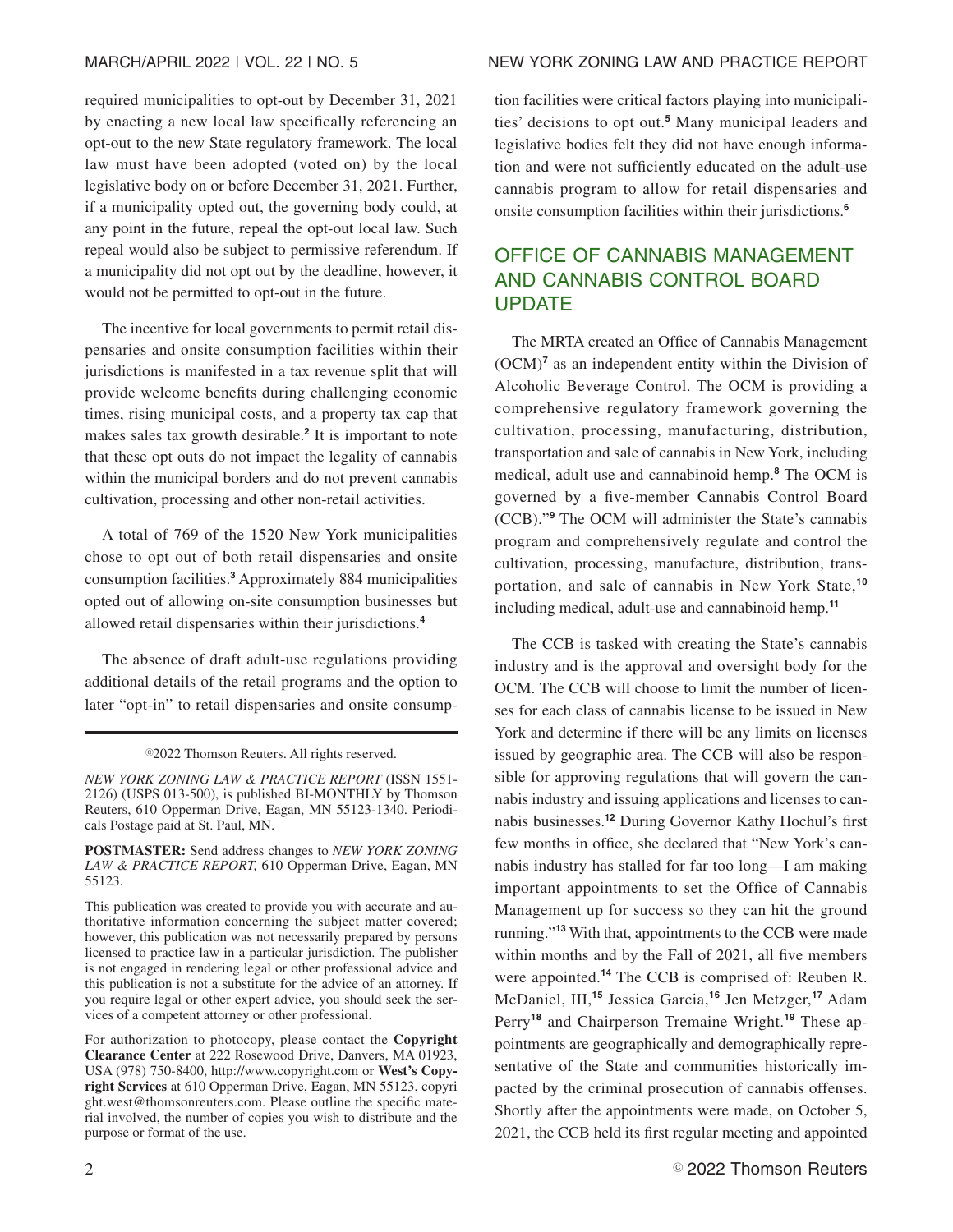required municipalities to opt-out by December 31, 2021 by enacting a new local law specifically referencing an opt-out to the new State regulatory framework. The local law must have been adopted (voted on) by the local legislative body on or before December 31, 2021. Further, if a municipality opted out, the governing body could, at any point in the future, repeal the opt-out local law. Such repeal would also be subject to permissive referendum. If a municipality did not opt out by the deadline, however, it would not be permitted to opt-out in the future.

The incentive for local governments to permit retail dispensaries and onsite consumption facilities within their jurisdictions is manifested in a tax revenue split that will provide welcome benefits during challenging economic times, rising municipal costs, and a property tax cap that makes sales tax growth desirable.[2] It is important to note that these opt outs do not impact the legality of cannabis within the municipal borders and do not prevent cannabis cultivation, processing and other non-retail activities.

A total of 769 of the 1520 New York municipalities chose to opt out of both retail dispensaries and onsite consumption facilities.[3] Approximately 884 municipalities opted out of allowing on-site consumption businesses but allowed retail dispensaries within their jurisdictions.[4]

The absence of draft adult-use regulations providing additional details of the retail programs and the option to later "opt-in" to retail dispensaries and onsite consumption facilities were critical factors playing into municipalities' decisions to opt out.[5] Many municipal leaders and legislative bodies felt they did not have enough information and were not sufficiently educated on the adult-use cannabis program to allow for retail dispensaries and onsite consumption facilities within their jurisdictions.[6]

## OFFICE OF CANNABIS MANAGEMENT AND CANNABIS CONTROL BOARD UPDATE

The MRTA created an Office of Cannabis Management (OCM)[7] as an independent entity within the Division of Alcoholic Beverage Control. The OCM is providing a comprehensive regulatory framework governing the cultivation, processing, manufacturing, distribution, transportation and sale of cannabis in New York, including medical, adult use and cannabinoid hemp.[8] The OCM is governed by a five-member Cannabis Control Board (CCB)."[9] The OCM will administer the State's cannabis program and comprehensively regulate and control the cultivation, processing, manufacture, distribution, transportation, and sale of cannabis in New York State,[10] including medical, adult-use and cannabinoid hemp.[11]

The CCB is tasked with creating the State's cannabis industry and is the approval and oversight body for the OCM. The CCB will choose to limit the number of licenses for each class of cannabis license to be issued in New York and determine if there will be any limits on licenses issued by geographic area. The CCB will also be responsible for approving regulations that will govern the cannabis industry and issuing applications and licenses to cannabis businesses.[12] During Governor Kathy Hochul's first few months in office, she declared that "New York's cannabis industry has stalled for far too long—I am making important appointments to set the Office of Cannabis Management up for success so they can hit the ground running."[13] With that, appointments to the CCB were made within months and by the Fall of 2021, all five members were appointed.[14] The CCB is comprised of: Reuben R. McDaniel, III,[15] Jessica Garcia,[16] Jen Metzger,[17] Adam Perry[18] and Chairperson Tremaine Wright.[19] These appointments are geographically and demographically representative of the State and communities historically impacted by the criminal prosecution of cannabis offenses. Shortly after the appointments were made, on October 5, 2021, the CCB held its first regular meeting and appointed

©2022 Thomson Reuters. All rights reserved.

*NEW YORK ZONING LAW & PRACTICE REPORT* (ISSN 1551-2126) (USPS 013-500), is published BI-MONTHLY by Thomson Reuters, 610 Opperman Drive, Eagan, MN 55123-1340. Periodicals Postage paid at St. Paul, MN.

**POSTMASTER:** Send address changes to *NEW YORK ZONING LAW & PRACTICE REPORT,* 610 Opperman Drive, Eagan, MN 55123.

This publication was created to provide you with accurate and authoritative information concerning the subject matter covered; however, this publication was not necessarily prepared by persons licensed to practice law in a particular jurisdiction. The publisher is not engaged in rendering legal or other professional advice and this publication is not a substitute for the advice of an attorney. If you require legal or other expert advice, you should seek the services of a competent attorney or other professional.

For authorization to photocopy, please contact the **Copyright Clearance Center** at 222 Rosewood Drive, Danvers, MA 01923, USA (978) 750-8400, http://www.copyright.com or **West's Copyright Services** at 610 Opperman Drive, Eagan, MN 55123, copyright.west@thomsonreuters.com. Please outline the specific material involved, the number of copies you wish to distribute and the purpose or format of the use.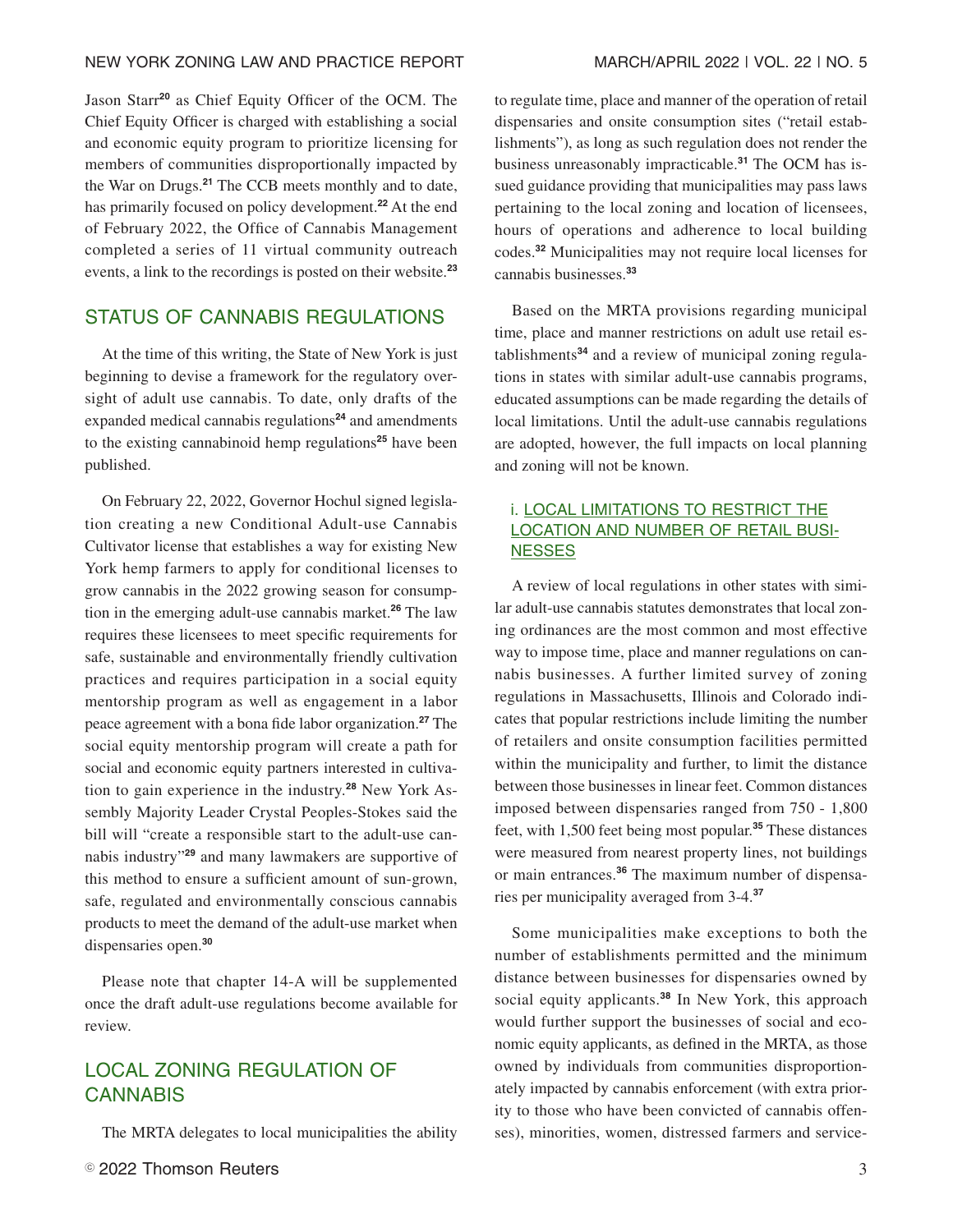Jason Starr[20] as Chief Equity Officer of the OCM. The Chief Equity Officer is charged with establishing a social and economic equity program to prioritize licensing for members of communities disproportionally impacted by the War on Drugs.[21] The CCB meets monthly and to date, has primarily focused on policy development.[22] At the end of February 2022, the Office of Cannabis Management completed a series of 11 virtual community outreach events, a link to the recordings is posted on their website.[23]

## STATUS OF CANNABIS REGULATIONS

At the time of this writing, the State of New York is just beginning to devise a framework for the regulatory oversight of adult use cannabis. To date, only drafts of the expanded medical cannabis regulations[24] and amendments to the existing cannabinoid hemp regulations[25] have been published.

On February 22, 2022, Governor Hochul signed legislation creating a new Conditional Adult-use Cannabis Cultivator license that establishes a way for existing New York hemp farmers to apply for conditional licenses to grow cannabis in the 2022 growing season for consumption in the emerging adult-use cannabis market.[26] The law requires these licensees to meet specific requirements for safe, sustainable and environmentally friendly cultivation practices and requires participation in a social equity mentorship program as well as engagement in a labor peace agreement with a bona fide labor organization.[27] The social equity mentorship program will create a path for social and economic equity partners interested in cultivation to gain experience in the industry.[28] New York Assembly Majority Leader Crystal Peoples-Stokes said the bill will "create a responsible start to the adult-use cannabis industry"[29] and many lawmakers are supportive of this method to ensure a sufficient amount of sun-grown, safe, regulated and environmentally conscious cannabis products to meet the demand of the adult-use market when dispensaries open.[30]

Please note that chapter 14-A will be supplemented once the draft adult-use regulations become available for review.

## LOCAL ZONING REGULATION OF CANNABIS

The MRTA delegates to local municipalities the ability to regulate time, place and manner of the operation of retail dispensaries and onsite consumption sites ("retail establishments"), as long as such regulation does not render the business unreasonably impracticable.[31] The OCM has issued guidance providing that municipalities may pass laws pertaining to the local zoning and location of licensees, hours of operations and adherence to local building codes.[32] Municipalities may not require local licenses for cannabis businesses.[33]

Based on the MRTA provisions regarding municipal time, place and manner restrictions on adult use retail establishments[34] and a review of municipal zoning regulations in states with similar adult-use cannabis programs, educated assumptions can be made regarding the details of local limitations. Until the adult-use cannabis regulations are adopted, however, the full impacts on local planning and zoning will not be known.

### i. LOCAL LIMITATIONS TO RESTRICT THE LOCATION AND NUMBER OF RETAIL BUSINESSES

A review of local regulations in other states with similar adult-use cannabis statutes demonstrates that local zoning ordinances are the most common and most effective way to impose time, place and manner regulations on cannabis businesses. A further limited survey of zoning regulations in Massachusetts, Illinois and Colorado indicates that popular restrictions include limiting the number of retailers and onsite consumption facilities permitted within the municipality and further, to limit the distance between those businesses in linear feet. Common distances imposed between dispensaries ranged from 750 - 1,800 feet, with 1,500 feet being most popular.[35] These distances were measured from nearest property lines, not buildings or main entrances.[36] The maximum number of dispensaries per municipality averaged from 3-4.[37]

Some municipalities make exceptions to both the number of establishments permitted and the minimum distance between businesses for dispensaries owned by social equity applicants.[38] In New York, this approach would further support the businesses of social and economic equity applicants, as defined in the MRTA, as those owned by individuals from communities disproportionately impacted by cannabis enforcement (with extra priority to those who have been convicted of cannabis offenses), minorities, women, distressed farmers and service-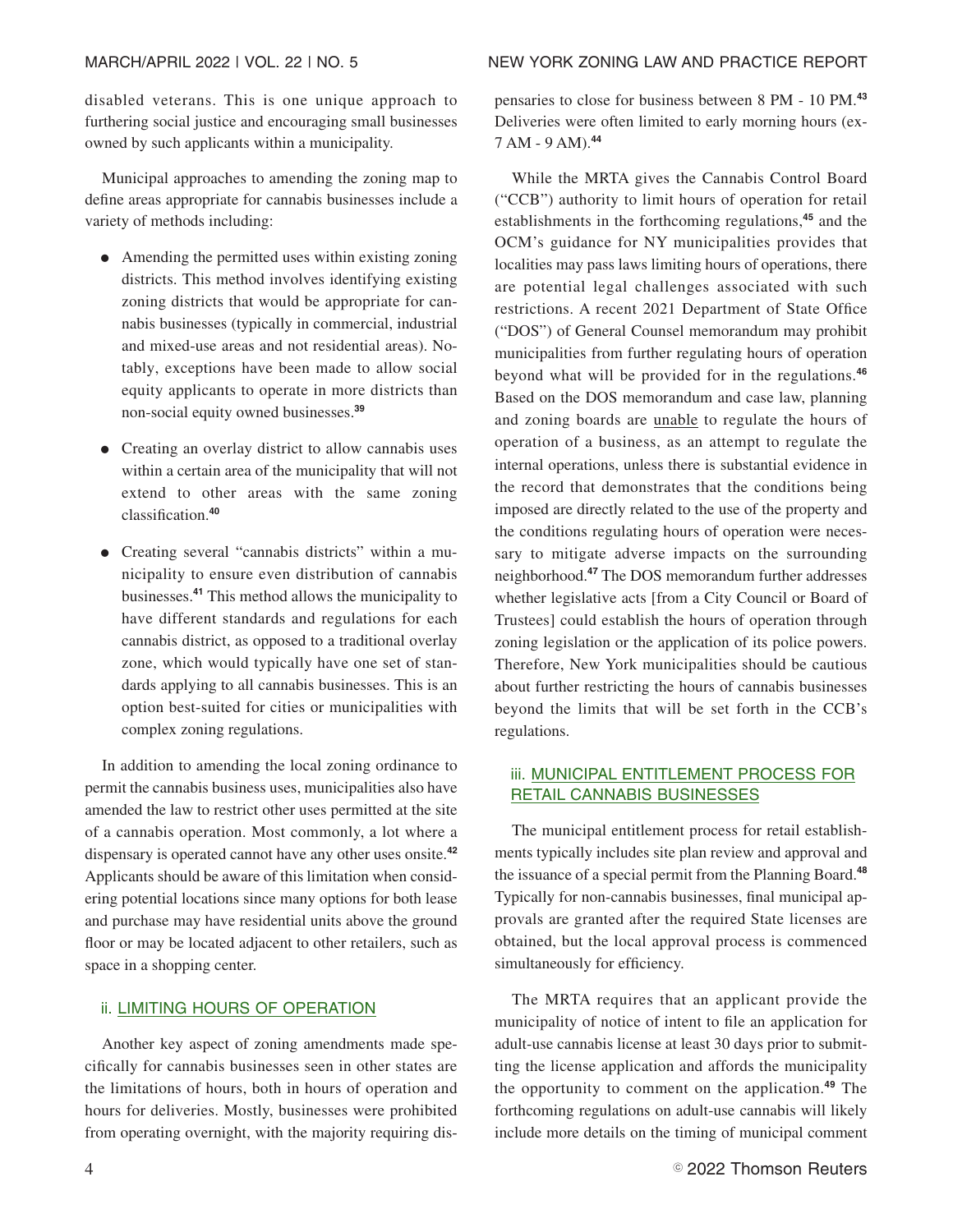disabled veterans. This is one unique approach to furthering social justice and encouraging small businesses owned by such applicants within a municipality.

Municipal approaches to amending the zoning map to define areas appropriate for cannabis businesses include a variety of methods including:

- Amending the permitted uses within existing zoning districts. This method involves identifying existing zoning districts that would be appropriate for cannabis businesses (typically in commercial, industrial and mixed-use areas and not residential areas). Notably, exceptions have been made to allow social equity applicants to operate in more districts than non-social equity owned businesses.[39]
- Creating an overlay district to allow cannabis uses within a certain area of the municipality that will not extend to other areas with the same zoning classification.[40]
- Creating several "cannabis districts" within a municipality to ensure even distribution of cannabis businesses.[41] This method allows the municipality to have different standards and regulations for each cannabis district, as opposed to a traditional overlay zone, which would typically have one set of standards applying to all cannabis businesses. This is an option best-suited for cities or municipalities with complex zoning regulations.

In addition to amending the local zoning ordinance to permit the cannabis business uses, municipalities also have amended the law to restrict other uses permitted at the site of a cannabis operation. Most commonly, a lot where a dispensary is operated cannot have any other uses onsite.[42] Applicants should be aware of this limitation when considering potential locations since many options for both lease and purchase may have residential units above the ground floor or may be located adjacent to other retailers, such as space in a shopping center.

### ii. LIMITING HOURS OF OPERATION

Another key aspect of zoning amendments made specifically for cannabis businesses seen in other states are the limitations of hours, both in hours of operation and hours for deliveries. Mostly, businesses were prohibited from operating overnight, with the majority requiring dispensaries to close for business between 8 PM - 10 PM.[43] Deliveries were often limited to early morning hours (ex- 7 AM - 9 AM).[44]

While the MRTA gives the Cannabis Control Board ("CCB") authority to limit hours of operation for retail establishments in the forthcoming regulations,[45] and the OCM's guidance for NY municipalities provides that localities may pass laws limiting hours of operations, there are potential legal challenges associated with such restrictions. A recent 2021 Department of State Office ("DOS") of General Counsel memorandum may prohibit municipalities from further regulating hours of operation beyond what will be provided for in the regulations.[46] Based on the DOS memorandum and case law, planning and zoning boards are unable to regulate the hours of operation of a business, as an attempt to regulate the internal operations, unless there is substantial evidence in the record that demonstrates that the conditions being imposed are directly related to the use of the property and the conditions regulating hours of operation were necessary to mitigate adverse impacts on the surrounding neighborhood.[47] The DOS memorandum further addresses whether legislative acts [from a City Council or Board of Trustees] could establish the hours of operation through zoning legislation or the application of its police powers. Therefore, New York municipalities should be cautious about further restricting the hours of cannabis businesses beyond the limits that will be set forth in the CCB's regulations.

### iii. MUNICIPAL ENTITLEMENT PROCESS FOR RETAIL CANNABIS BUSINESSES

The municipal entitlement process for retail establishments typically includes site plan review and approval and the issuance of a special permit from the Planning Board.[48] Typically for non-cannabis businesses, final municipal approvals are granted after the required State licenses are obtained, but the local approval process is commenced simultaneously for efficiency.

The MRTA requires that an applicant provide the municipality of notice of intent to file an application for adult-use cannabis license at least 30 days prior to submitting the license application and affords the municipality the opportunity to comment on the application.[49] The forthcoming regulations on adult-use cannabis will likely include more details on the timing of municipal comment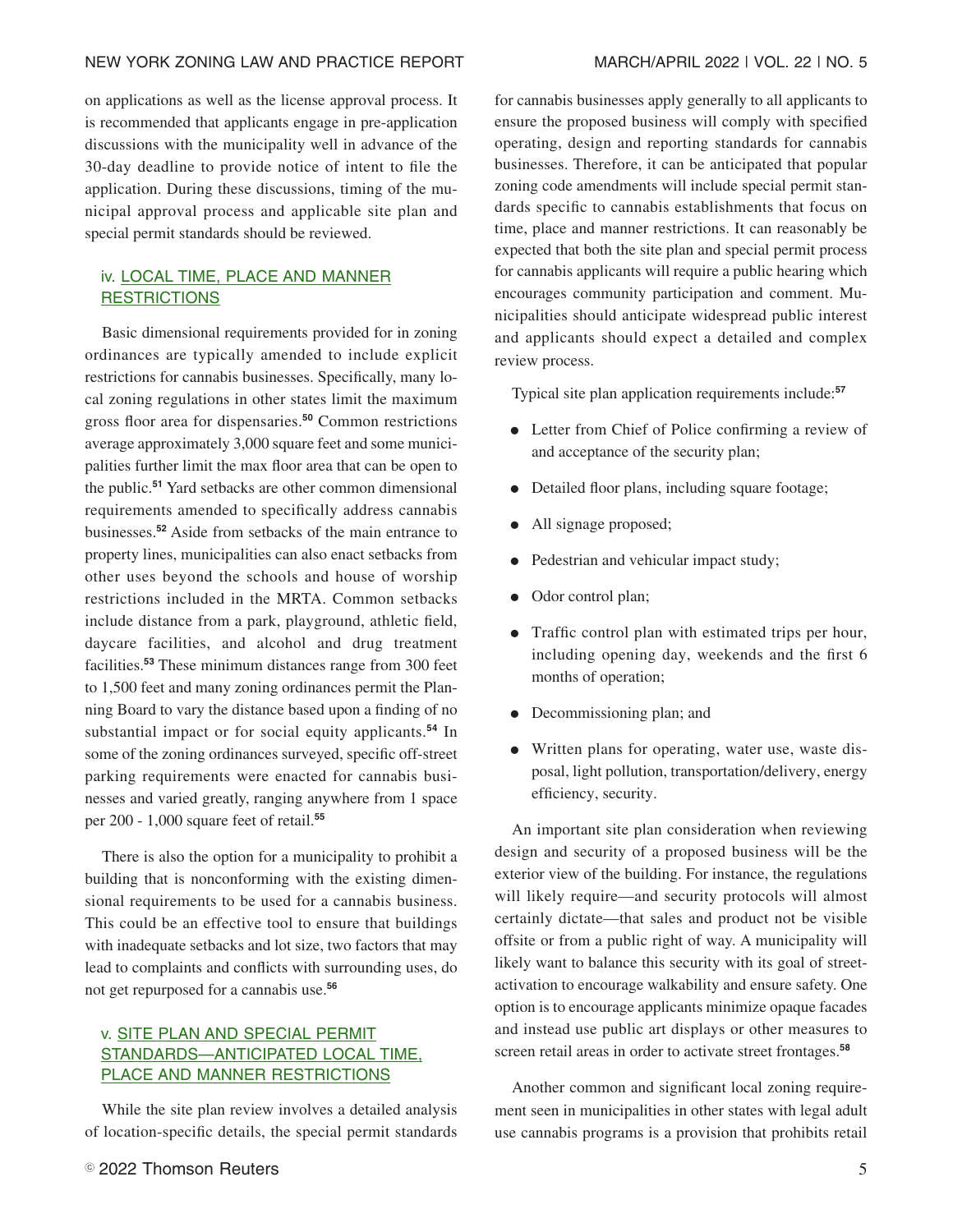on applications as well as the license approval process. It is recommended that applicants engage in pre-application discussions with the municipality well in advance of the 30-day deadline to provide notice of intent to file the application. During these discussions, timing of the municipal approval process and applicable site plan and special permit standards should be reviewed.

### iv. LOCAL TIME, PLACE AND MANNER RESTRICTIONS

Basic dimensional requirements provided for in zoning ordinances are typically amended to include explicit restrictions for cannabis businesses. Specifically, many local zoning regulations in other states limit the maximum gross floor area for dispensaries.[50] Common restrictions average approximately 3,000 square feet and some municipalities further limit the max floor area that can be open to the public.[51] Yard setbacks are other common dimensional requirements amended to specifically address cannabis businesses.[52] Aside from setbacks of the main entrance to property lines, municipalities can also enact setbacks from other uses beyond the schools and house of worship restrictions included in the MRTA. Common setbacks include distance from a park, playground, athletic field, daycare facilities, and alcohol and drug treatment facilities.[53] These minimum distances range from 300 feet to 1,500 feet and many zoning ordinances permit the Planning Board to vary the distance based upon a finding of no substantial impact or for social equity applicants.[54] In some of the zoning ordinances surveyed, specific off-street parking requirements were enacted for cannabis businesses and varied greatly, ranging anywhere from 1 space per 200 - 1,000 square feet of retail.[55]

There is also the option for a municipality to prohibit a building that is nonconforming with the existing dimensional requirements to be used for a cannabis business. This could be an effective tool to ensure that buildings with inadequate setbacks and lot size, two factors that may lead to complaints and conflicts with surrounding uses, do not get repurposed for a cannabis use.[56]

### v. SITE PLAN AND SPECIAL PERMIT STANDARDS—ANTICIPATED LOCAL TIME, PLACE AND MANNER RESTRICTIONS

While the site plan review involves a detailed analysis of location-specific details, the special permit standards for cannabis businesses apply generally to all applicants to ensure the proposed business will comply with specified operating, design and reporting standards for cannabis businesses. Therefore, it can be anticipated that popular zoning code amendments will include special permit standards specific to cannabis establishments that focus on time, place and manner restrictions. It can reasonably be expected that both the site plan and special permit process for cannabis applicants will require a public hearing which encourages community participation and comment. Municipalities should anticipate widespread public interest and applicants should expect a detailed and complex review process.

Typical site plan application requirements include:[57]

- Letter from Chief of Police confirming a review of and acceptance of the security plan;
- Detailed floor plans, including square footage;
- All signage proposed;
- Pedestrian and vehicular impact study;
- Odor control plan;
- Traffic control plan with estimated trips per hour, including opening day, weekends and the first 6 months of operation;
- Decommissioning plan; and
- Written plans for operating, water use, waste disposal, light pollution, transportation/delivery, energy efficiency, security.

An important site plan consideration when reviewing design and security of a proposed business will be the exterior view of the building. For instance, the regulations will likely require—and security protocols will almost certainly dictate—that sales and product not be visible offsite or from a public right of way. A municipality will likely want to balance this security with its goal of street-activation to encourage walkability and ensure safety. One option is to encourage applicants minimize opaque facades and instead use public art displays or other measures to screen retail areas in order to activate street frontages.[58]

Another common and significant local zoning requirement seen in municipalities in other states with legal adult use cannabis programs is a provision that prohibits retail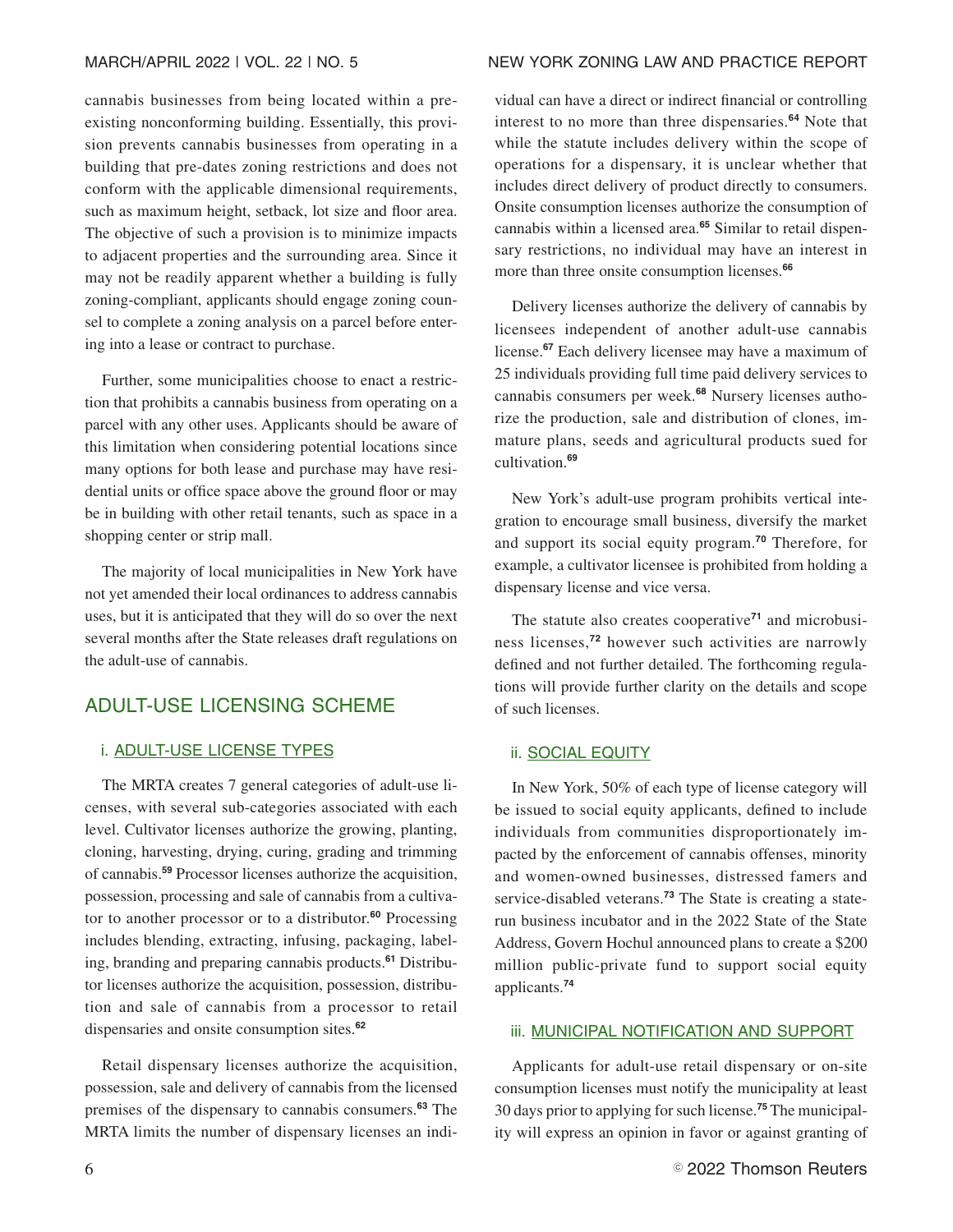cannabis businesses from being located within a pre-existing nonconforming building. Essentially, this provision prevents cannabis businesses from operating in a building that pre-dates zoning restrictions and does not conform with the applicable dimensional requirements, such as maximum height, setback, lot size and floor area. The objective of such a provision is to minimize impacts to adjacent properties and the surrounding area. Since it may not be readily apparent whether a building is fully zoning-compliant, applicants should engage zoning counsel to complete a zoning analysis on a parcel before entering into a lease or contract to purchase.

Further, some municipalities choose to enact a restriction that prohibits a cannabis business from operating on a parcel with any other uses. Applicants should be aware of this limitation when considering potential locations since many options for both lease and purchase may have residential units or office space above the ground floor or may be in building with other retail tenants, such as space in a shopping center or strip mall.

The majority of local municipalities in New York have not yet amended their local ordinances to address cannabis uses, but it is anticipated that they will do so over the next several months after the State releases draft regulations on the adult-use of cannabis.

## ADULT-USE LICENSING SCHEME

### i. ADULT-USE LICENSE TYPES

The MRTA creates 7 general categories of adult-use licenses, with several sub-categories associated with each level. Cultivator licenses authorize the growing, planting, cloning, harvesting, drying, curing, grading and trimming of cannabis.[59] Processor licenses authorize the acquisition, possession, processing and sale of cannabis from a cultivator to another processor or to a distributor.[60] Processing includes blending, extracting, infusing, packaging, labeling, branding and preparing cannabis products.[61] Distributor licenses authorize the acquisition, possession, distribution and sale of cannabis from a processor to retail dispensaries and onsite consumption sites.[62]

Retail dispensary licenses authorize the acquisition, possession, sale and delivery of cannabis from the licensed premises of the dispensary to cannabis consumers.[63] The MRTA limits the number of dispensary licenses an individual can have a direct or indirect financial or controlling interest to no more than three dispensaries.[64] Note that while the statute includes delivery within the scope of operations for a dispensary, it is unclear whether that includes direct delivery of product directly to consumers. Onsite consumption licenses authorize the consumption of cannabis within a licensed area.[65] Similar to retail dispensary restrictions, no individual may have an interest in more than three onsite consumption licenses.[66]

Delivery licenses authorize the delivery of cannabis by licensees independent of another adult-use cannabis license.[67] Each delivery licensee may have a maximum of 25 individuals providing full time paid delivery services to cannabis consumers per week.[68] Nursery licenses authorize the production, sale and distribution of clones, immature plans, seeds and agricultural products sued for cultivation.[69]

New York's adult-use program prohibits vertical integration to encourage small business, diversify the market and support its social equity program.[70] Therefore, for example, a cultivator licensee is prohibited from holding a dispensary license and vice versa.

The statute also creates cooperative[71] and microbusiness licenses,[72] however such activities are narrowly defined and not further detailed. The forthcoming regulations will provide further clarity on the details and scope of such licenses.

### ii. SOCIAL EQUITY

In New York, 50% of each type of license category will be issued to social equity applicants, defined to include individuals from communities disproportionately impacted by the enforcement of cannabis offenses, minority and women-owned businesses, distressed famers and service-disabled veterans.[73] The State is creating a state-run business incubator and in the 2022 State of the State Address, Govern Hochul announced plans to create a $200 million public-private fund to support social equity applicants.[74]

### iii. MUNICIPAL NOTIFICATION AND SUPPORT

Applicants for adult-use retail dispensary or on-site consumption licenses must notify the municipality at least 30 days prior to applying for such license.[75] The municipality will express an opinion in favor or against granting of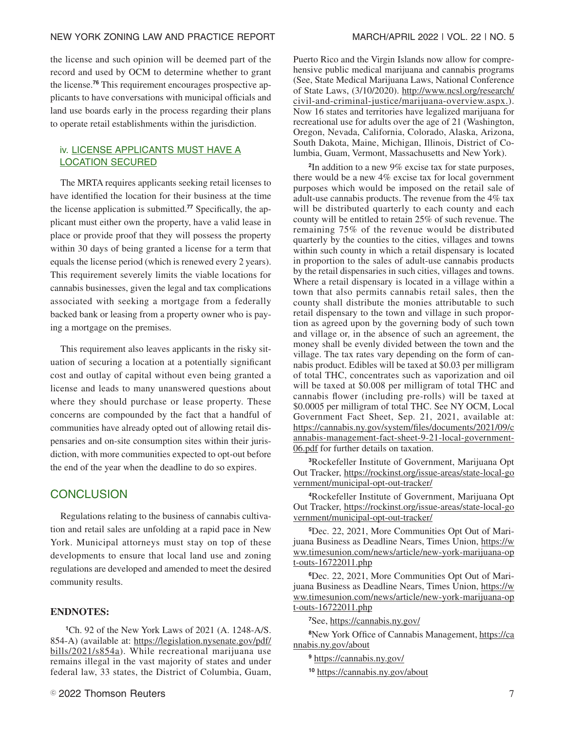the license and such opinion will be deemed part of the record and used by OCM to determine whether to grant the license.[76] This requirement encourages prospective applicants to have conversations with municipal officials and land use boards early in the process regarding their plans to operate retail establishments within the jurisdiction.

### iv. LICENSE APPLICANTS MUST HAVE A LOCATION SECURED

The MRTA requires applicants seeking retail licenses to have identified the location for their business at the time the license application is submitted.[77] Specifically, the applicant must either own the property, have a valid lease in place or provide proof that they will possess the property within 30 days of being granted a license for a term that equals the license period (which is renewed every 2 years). This requirement severely limits the viable locations for cannabis businesses, given the legal and tax complications associated with seeking a mortgage from a federally backed bank or leasing from a property owner who is paying a mortgage on the premises.

This requirement also leaves applicants in the risky situation of securing a location at a potentially significant cost and outlay of capital without even being granted a license and leads to many unanswered questions about where they should purchase or lease property. These concerns are compounded by the fact that a handful of communities have already opted out of allowing retail dispensaries and on-site consumption sites within their jurisdiction, with more communities expected to opt-out before the end of the year when the deadline to do so expires.

## CONCLUSION

Regulations relating to the business of cannabis cultivation and retail sales are unfolding at a rapid pace in New York. Municipal attorneys must stay on top of these developments to ensure that local land use and zoning regulations are developed and amended to meet the desired community results.

**ENDNOTES:**

[1]Ch. 92 of the New York Laws of 2021 (A. 1248-A/S. 854-A) (available at: https://legislation.nysenate.gov/pdf/bills/2021/s854a). While recreational marijuana use remains illegal in the vast majority of states and under federal law, 33 states, the District of Columbia, Guam, Puerto Rico and the Virgin Islands now allow for comprehensive public medical marijuana and cannabis programs (See, State Medical Marijuana Laws, National Conference of State Laws, (3/10/2020). http://www.ncsl.org/research/civil-and-criminal-justice/marijuana-overview.aspx.). Now 16 states and territories have legalized marijuana for recreational use for adults over the age of 21 (Washington, Oregon, Nevada, California, Colorado, Alaska, Arizona, South Dakota, Maine, Michigan, Illinois, District of Columbia, Guam, Vermont, Massachusetts and New York).

[2]In addition to a new 9% excise tax for state purposes, there would be a new 4% excise tax for local government purposes which would be imposed on the retail sale of adult-use cannabis products. The revenue from the 4% tax will be distributed quarterly to each county and each county will be entitled to retain 25% of such revenue. The remaining 75% of the revenue would be distributed quarterly by the counties to the cities, villages and towns within such county in which a retail dispensary is located in proportion to the sales of adult-use cannabis products by the retail dispensaries in such cities, villages and towns. Where a retail dispensary is located in a village within a town that also permits cannabis retail sales, then the county shall distribute the monies attributable to such retail dispensary to the town and village in such proportion as agreed upon by the governing body of such town and village or, in the absence of such an agreement, the money shall be evenly divided between the town and the village. The tax rates vary depending on the form of cannabis product. Edibles will be taxed at $0.03 per milligram of total THC, concentrates such as vaporization and oil will be taxed at $0.008 per milligram of total THC and cannabis flower (including pre-rolls) will be taxed at $0.0005 per milligram of total THC. See NY OCM, Local Government Fact Sheet, Sep. 21, 2021, available at: https://cannabis.ny.gov/system/files/documents/2021/09/cannabis-management-fact-sheet-9-21-local-government-06.pdf for further details on taxation.

[3]Rockefeller Institute of Government, Marijuana Opt Out Tracker, https://rockinst.org/issue-areas/state-local-government/municipal-opt-out-tracker/

[4]Rockefeller Institute of Government, Marijuana Opt Out Tracker, https://rockinst.org/issue-areas/state-local-government/municipal-opt-out-tracker/

[5]Dec. 22, 2021, More Communities Opt Out of Marijuana Business as Deadline Nears, Times Union, https://www.timesunion.com/news/article/new-york-marijuana-opt-outs-16722011.php

[6]Dec. 22, 2021, More Communities Opt Out of Marijuana Business as Deadline Nears, Times Union, https://www.timesunion.com/news/article/new-york-marijuana-opt-outs-16722011.php

[7]See, https://cannabis.ny.gov/

[8]New York Office of Cannabis Management, https://cannabis.ny.gov/about

[9] https://cannabis.ny.gov/

[10] https://cannabis.ny.gov/about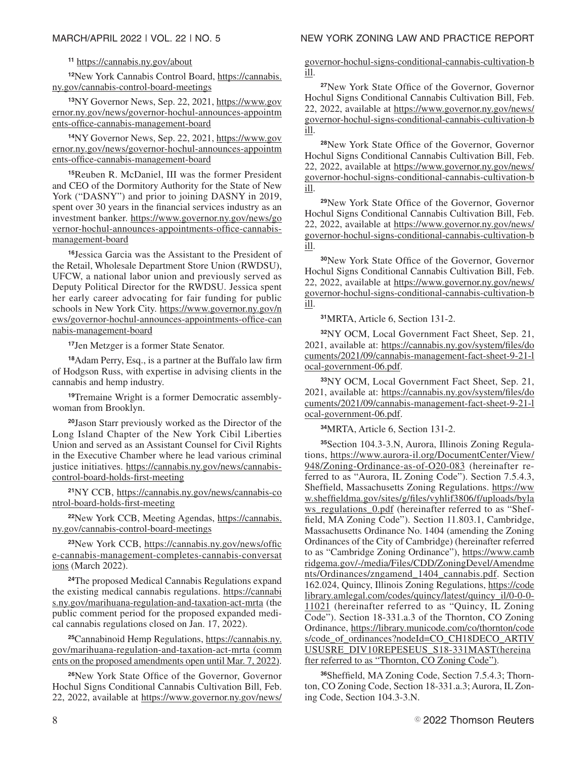[11] https://cannabis.ny.gov/about

[12]New York Cannabis Control Board, https://cannabis.ny.gov/cannabis-control-board-meetings

[13]NY Governor News, Sep. 22, 2021, https://www.governor.ny.gov/news/governor-hochul-announces-appointments-office-cannabis-management-board

[14]NY Governor News, Sep. 22, 2021, https://www.governor.ny.gov/news/governor-hochul-announces-appointments-office-cannabis-management-board

[15]Reuben R. McDaniel, III was the former President and CEO of the Dormitory Authority for the State of New York ("DASNY") and prior to joining DASNY in 2019, spent over 30 years in the financial services industry as an investment banker. https://www.governor.ny.gov/news/governor-hochul-announces-appointments-office-cannabis-management-board

[16]Jessica Garcia was the Assistant to the President of the Retail, Wholesale Department Store Union (RWDSU), UFCW, a national labor union and previously served as Deputy Political Director for the RWDSU. Jessica spent her early career advocating for fair funding for public schools in New York City. https://www.governor.ny.gov/news/governor-hochul-announces-appointments-office-cannabis-management-board

[17]Jen Metzger is a former State Senator.

[18]Adam Perry, Esq., is a partner at the Buffalo law firm of Hodgson Russ, with expertise in advising clients in the cannabis and hemp industry.

[19]Tremaine Wright is a former Democratic assemblywoman from Brooklyn.

[20]Jason Starr previously worked as the Director of the Long Island Chapter of the New York Cibil Liberties Union and served as an Assistant Counsel for Civil Rights in the Executive Chamber where he lead various criminal justice initiatives. https://cannabis.ny.gov/news/cannabis-control-board-holds-first-meeting

[21]NY CCB, https://cannabis.ny.gov/news/cannabis-control-board-holds-first-meeting

[22]New York CCB, Meeting Agendas, https://cannabis.ny.gov/cannabis-control-board-meetings

[23]New York CCB, https://cannabis.ny.gov/news/office-cannabis-management-completes-cannabis-conversations (March 2022).

[24]The proposed Medical Cannabis Regulations expand the existing medical cannabis regulations. https://cannabis.ny.gov/marihuana-regulation-and-taxation-act-mrta (the public comment period for the proposed expanded medical cannabis regulations closed on Jan. 17, 2022).

[25]Cannabinoid Hemp Regulations, https://cannabis.ny.gov/marihuana-regulation-and-taxation-act-mrta (comments on the proposed amendments open until Mar. 7, 2022).

[26]New York State Office of the Governor, Governor Hochul Signs Conditional Cannabis Cultivation Bill, Feb. 22, 2022, available at https://www.governor.ny.gov/news/governor-hochul-signs-conditional-cannabis-cultivation-bill.

[27]New York State Office of the Governor, Governor Hochul Signs Conditional Cannabis Cultivation Bill, Feb. 22, 2022, available at https://www.governor.ny.gov/news/governor-hochul-signs-conditional-cannabis-cultivation-bill.

[28]New York State Office of the Governor, Governor Hochul Signs Conditional Cannabis Cultivation Bill, Feb. 22, 2022, available at https://www.governor.ny.gov/news/governor-hochul-signs-conditional-cannabis-cultivation-bill.

[29]New York State Office of the Governor, Governor Hochul Signs Conditional Cannabis Cultivation Bill, Feb. 22, 2022, available at https://www.governor.ny.gov/news/governor-hochul-signs-conditional-cannabis-cultivation-bill.

[30]New York State Office of the Governor, Governor Hochul Signs Conditional Cannabis Cultivation Bill, Feb. 22, 2022, available at https://www.governor.ny.gov/news/governor-hochul-signs-conditional-cannabis-cultivation-bill.

[31]MRTA, Article 6, Section 131-2.

[32]NY OCM, Local Government Fact Sheet, Sep. 21, 2021, available at: https://cannabis.ny.gov/system/files/documents/2021/09/cannabis-management-fact-sheet-9-21-local-government-06.pdf.

[33]NY OCM, Local Government Fact Sheet, Sep. 21, 2021, available at: https://cannabis.ny.gov/system/files/documents/2021/09/cannabis-management-fact-sheet-9-21-local-government-06.pdf.

[34]MRTA, Article 6, Section 131-2.

[35]Section 104.3-3.N, Aurora, Illinois Zoning Regulations, https://www.aurora-il.org/DocumentCenter/View/948/Zoning-Ordinance-as-of-O20-083 (hereinafter referred to as "Aurora, IL Zoning Code"). Section 7.5.4.3, Sheffield, Massachusetts Zoning Regulations. https://www.sheffieldma.gov/sites/g/files/vyhlif3806/f/uploads/bylaws_regulations_0.pdf (hereinafter referred to as "Sheffield, MA Zoning Code"). Section 11.803.1, Cambridge, Massachusetts Ordinance No. 1404 (amending the Zoning Ordinances of the City of Cambridge) (hereinafter referred to as "Cambridge Zoning Ordinance"), https://www.cambridgema.gov/-/media/Files/CDD/ZoningDevel/Amendments/Ordinances/zngamend_1404_cannabis.pdf. Section 162.024, Quincy, Illinois Zoning Regulations, https://codelibrary.amlegal.com/codes/quincy/latest/quincy_il/0-0-0-11021 (hereinafter referred to as "Quincy, IL Zoning Code"). Section 18-331.a.3 of the Thornton, CO Zoning Ordinance, https://library.municode.com/co/thornton/codes/code_of_ordinances?nodeId=CO_CH18DECO_ARTIVUSUSRE_DIV10REPESEUS_S18-331MAST(hereinafter referred to as "Thornton, CO Zoning Code").

[36]Sheffield, MA Zoning Code, Section 7.5.4.3; Thornton, CO Zoning Code, Section 18-331.a.3; Aurora, IL Zoning Code, Section 104.3-3.N.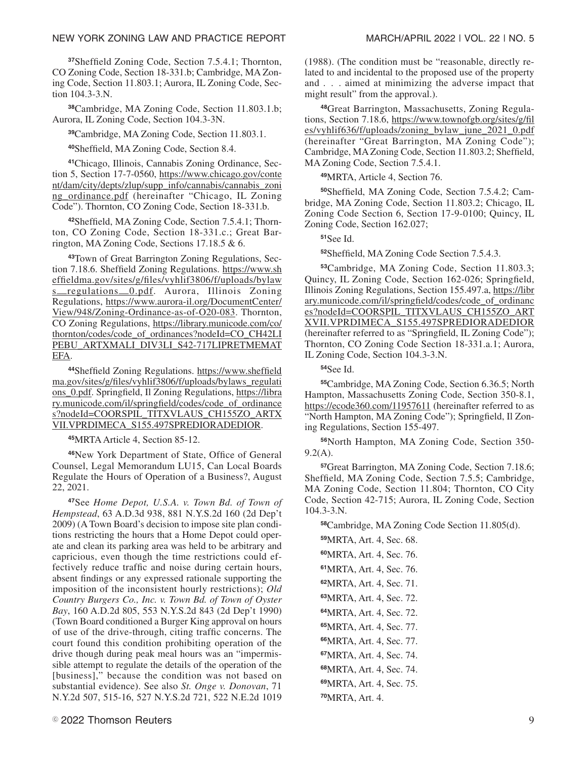[37]Sheffield Zoning Code, Section 7.5.4.1; Thornton, CO Zoning Code, Section 18-331.b; Cambridge, MA Zoning Code, Section 11.803.1; Aurora, IL Zoning Code, Section 104.3-3.N.

[38]Cambridge, MA Zoning Code, Section 11.803.1.b; Aurora, IL Zoning Code, Section 104.3-3N.

[39]Cambridge, MA Zoning Code, Section 11.803.1.

[40]Sheffield, MA Zoning Code, Section 8.4.

[41]Chicago, Illinois, Cannabis Zoning Ordinance, Section 5, Section 17-7-0560, https://www.chicago.gov/content/dam/city/depts/zlup/supp_info/cannabis/cannabis_zoning_ordinance.pdf (hereinafter "Chicago, IL Zoning Code"). Thornton, CO Zoning Code, Section 18-331.b.

[42]Sheffield, MA Zoning Code, Section 7.5.4.1; Thornton, CO Zoning Code, Section 18-331.c.; Great Barrington, MA Zoning Code, Sections 17.18.5 & 6.

[43]Town of Great Barrington Zoning Regulations, Section 7.18.6. Sheffield Zoning Regulations. https://www.sheffieldma.gov/sites/g/files/vyhlif3806/f/uploads/bylaws_regulations_0.pdf. Aurora, Illinois Zoning Regulations, https://www.aurora-il.org/DocumentCenter/View/948/Zoning-Ordinance-as-of-O20-083. Thornton, CO Zoning Regulations, https://library.municode.com/co/thornton/codes/code_of_ordinances?nodeId=CO_CH42LIPEBU_ARTXMALI_DIV3LI_S42-717LIPRETMEMATEFA.

[44]Sheffield Zoning Regulations. https://www.sheffieldma.gov/sites/g/files/vyhlif3806/f/uploads/bylaws_regulations_0.pdf. Springfield, Il Zoning Regulations, https://library.municode.com/il/springfield/codes/code_of_ordinances?nodeId=COORSPIL_TITXVLAUS_CH155ZO_ARTXVII.VPRDIMECA_S155.497SPREDIORADEDIOR.

[45]MRTA Article 4, Section 85-12.

[46]New York Department of State, Office of General Counsel, Legal Memorandum LU15, Can Local Boards Regulate the Hours of Operation of a Business?, August 22, 2021.

[47]See *Home Depot, U.S.A. v. Town Bd. of Town of Hempstead*, 63 A.D.3d 938, 881 N.Y.S.2d 160 (2d Dep't 2009) (A Town Board's decision to impose site plan conditions restricting the hours that a Home Depot could operate and clean its parking area was held to be arbitrary and capricious, even though the time restrictions could effectively reduce traffic and noise during certain hours, absent findings or any expressed rationale supporting the imposition of the inconsistent hourly restrictions); *Old Country Burgers Co., Inc. v. Town Bd. of Town of Oyster Bay*, 160 A.D.2d 805, 553 N.Y.S.2d 843 (2d Dep't 1990) (Town Board conditioned a Burger King approval on hours of use of the drive-through, citing traffic concerns. The court found this condition prohibiting operation of the drive though during peak meal hours was an "impermissible attempt to regulate the details of the operation of the [business]," because the condition was not based on substantial evidence). See also *St. Onge v. Donovan*, 71 N.Y.2d 507, 515-16, 527 N.Y.S.2d 721, 522 N.E.2d 1019 (1988). (The condition must be "reasonable, directly related to and incidental to the proposed use of the property and . . . aimed at minimizing the adverse impact that might result" from the approval.).

[48]Great Barrington, Massachusetts, Zoning Regulations, Section 7.18.6, https://www.townofgb.org/sites/g/files/vyhlif636/f/uploads/zoning_bylaw_june_2021_0.pdf (hereinafter "Great Barrington, MA Zoning Code"); Cambridge, MA Zoning Code, Section 11.803.2; Sheffield, MA Zoning Code, Section 7.5.4.1.

[49]MRTA, Article 4, Section 76.

[50]Sheffield, MA Zoning Code, Section 7.5.4.2; Cambridge, MA Zoning Code, Section 11.803.2; Chicago, IL Zoning Code Section 6, Section 17-9-0100; Quincy, IL Zoning Code, Section 162.027;

[51]See Id.

[52]Sheffield, MA Zoning Code Section 7.5.4.3.

[53]Cambridge, MA Zoning Code, Section 11.803.3; Quincy, IL Zoning Code, Section 162-026; Springfield, Illinois Zoning Regulations, Section 155.497.a, https://library.municode.com/il/springfield/codes/code_of_ordinances?nodeId=COORSPIL_TITXVLAUS_CH155ZO_ARTXVII.VPRDIMECA_S155.497SPREDIORADEDIOR (hereinafter referred to as "Springfield, IL Zoning Code"); Thornton, CO Zoning Code Section 18-331.a.1; Aurora, IL Zoning Code, Section 104.3-3.N.

[54]See Id.

[55]Cambridge, MA Zoning Code, Section 6.36.5; North Hampton, Massachusetts Zoning Code, Section 350-8.1, https://ecode360.com/11957611 (hereinafter referred to as "North Hampton, MA Zoning Code"); Springfield, Il Zoning Regulations, Section 155-497.

[56]North Hampton, MA Zoning Code, Section 350-9.2(A).

[57]Great Barrington, MA Zoning Code, Section 7.18.6; Sheffield, MA Zoning Code, Section 7.5.5; Cambridge, MA Zoning Code, Section 11.804; Thornton, CO City Code, Section 42-715; Aurora, IL Zoning Code, Section 104.3-3.N.

[58]Cambridge, MA Zoning Code Section 11.805(d).

[59]MRTA, Art. 4, Sec. 68.

[60]MRTA, Art. 4, Sec. 76.

[61]MRTA, Art. 4, Sec. 76.

[62]MRTA, Art. 4, Sec. 71.

[63]MRTA, Art. 4, Sec. 72.

[64]MRTA, Art. 4, Sec. 72.

[65]MRTA, Art. 4, Sec. 77.

[66]MRTA, Art. 4, Sec. 77.

[67]MRTA, Art. 4, Sec. 74.

[68]MRTA, Art. 4, Sec. 74.

[69]MRTA, Art. 4, Sec. 75.

[70]MRTA, Art. 4.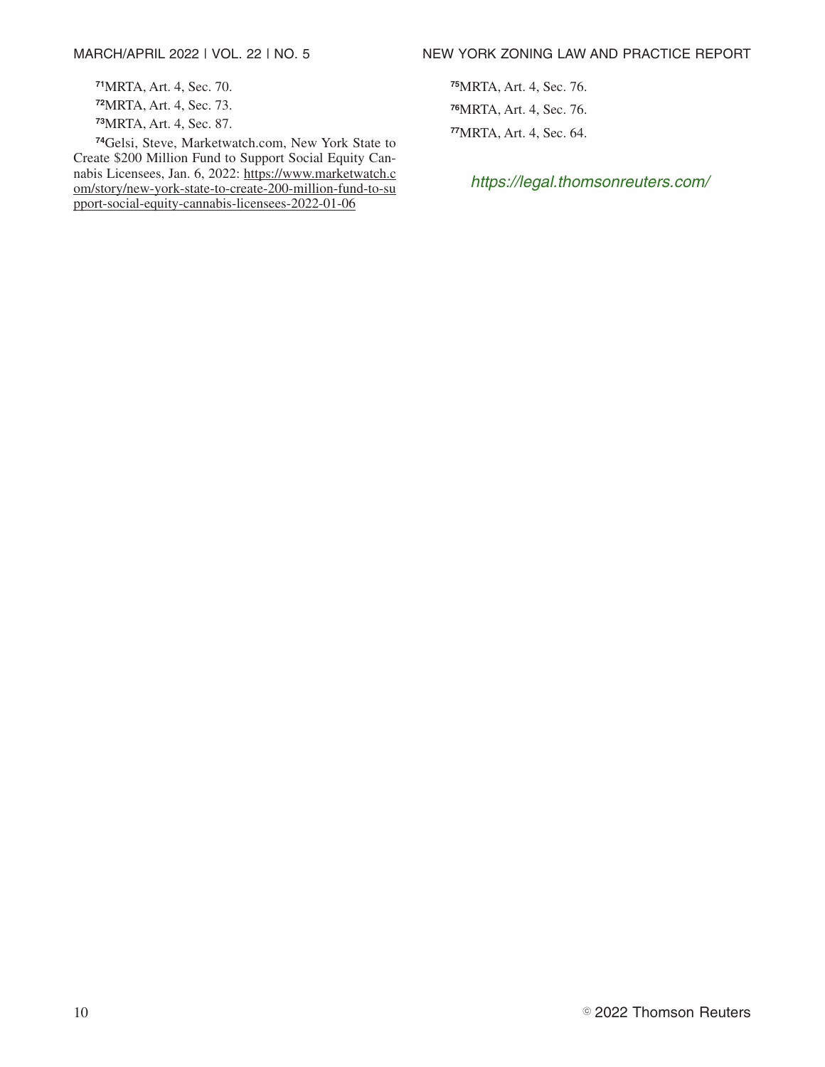[71]MRTA, Art. 4, Sec. 70.

[72]MRTA, Art. 4, Sec. 73.

[73]MRTA, Art. 4, Sec. 87.

[74]Gelsi, Steve, Marketwatch.com, New York State to Create $200 Million Fund to Support Social Equity Cannabis Licensees, Jan. 6, 2022: https://www.marketwatch.com/story/new-york-state-to-create-200-million-fund-to-support-social-equity-cannabis-licensees-2022-01-06

[75]MRTA, Art. 4, Sec. 76.

[76]MRTA, Art. 4, Sec. 76.

[77]MRTA, Art. 4, Sec. 64.

*https://legal.thomsonreuters.com/*

© 2022 Thomson Reuters